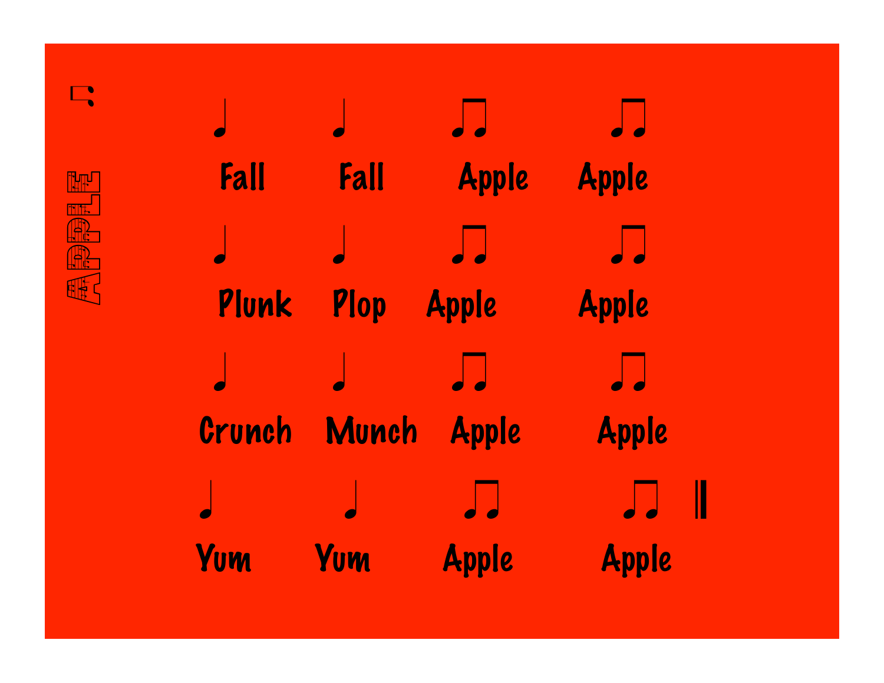# APPLE

♩ ♩ ♫ ♫

Fall Fall Apple Apple

♩ ♩ ♫ ♫

Plunk Plop Apple Apple

♩ ♩ ♫ ♫

Crunch Munch Apple Apple

♩ ♩ ♫ ♫ ‖

Yum Yum Apple Apple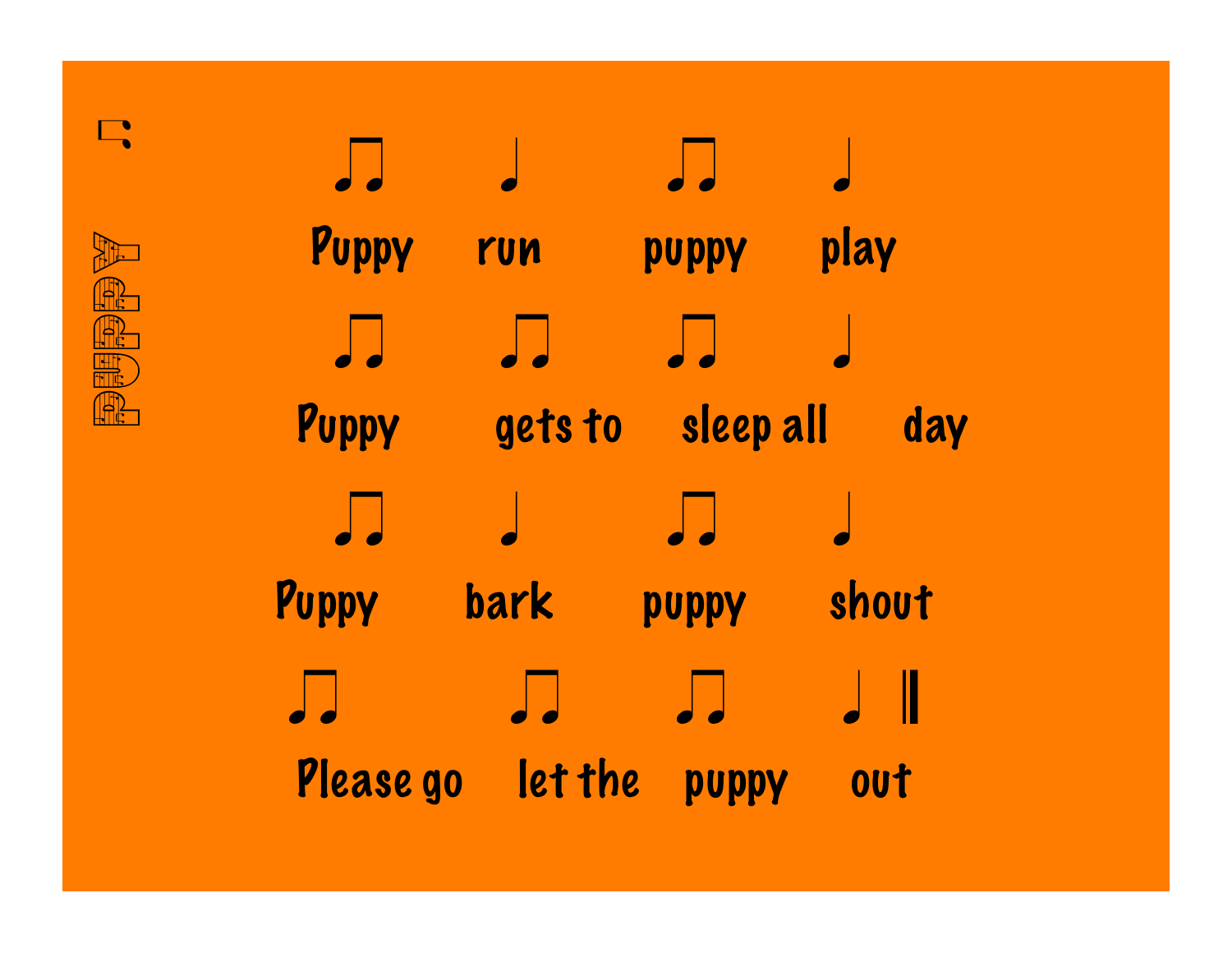# PUPPY

♫ ♩ ♫ ♩

Puppy run puppy play

♫ ♫ ♫ ♩

Puppy gets to sleep all day

♫ ♩ ♫ ♩

Puppy bark puppy shout

♫ ♫ ♫ ♩ ‖

Please go let the puppy out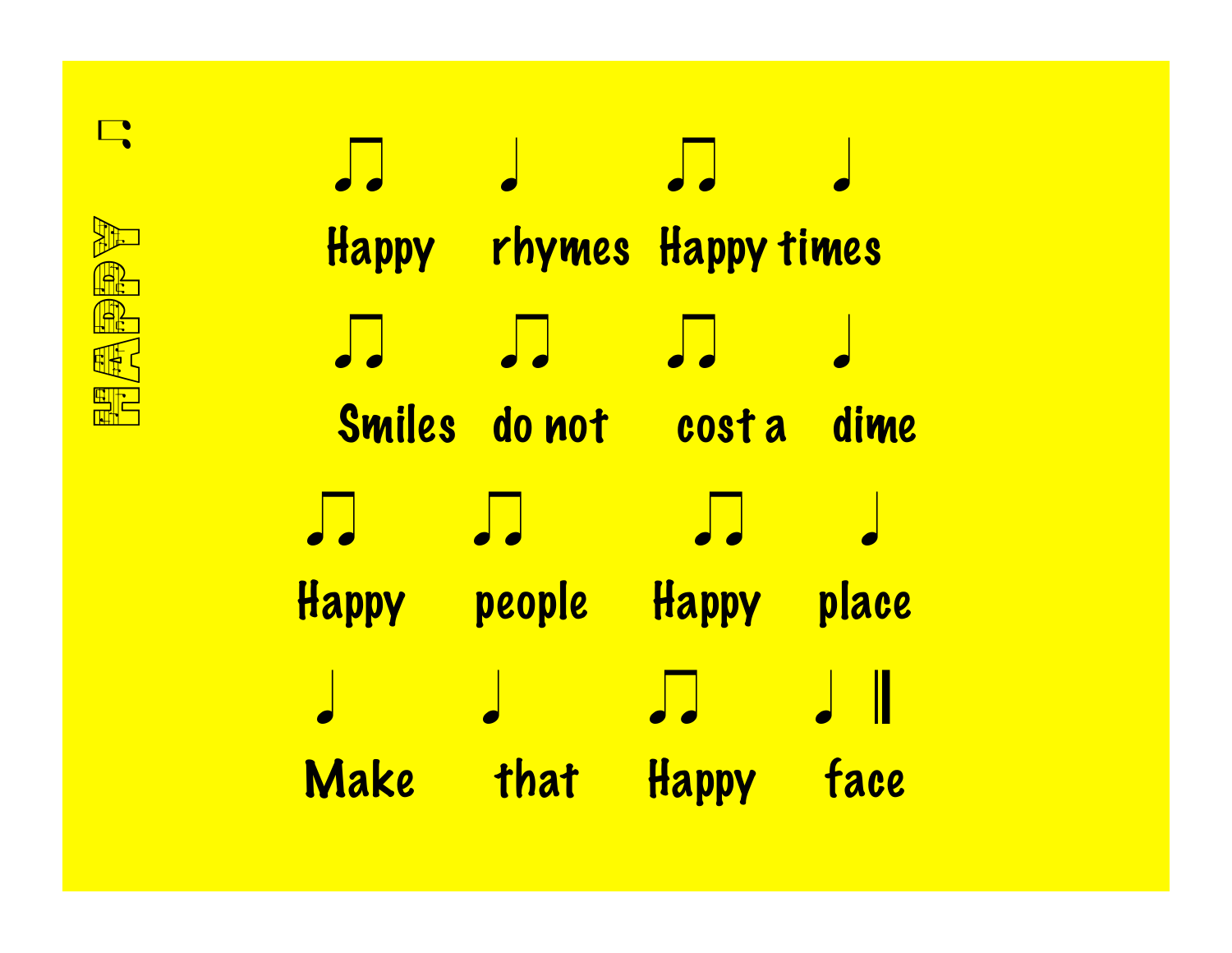HAPPY ♫

♫ ♩ ♫ ♩

Happy rhymes Happy times

♫ ♫ ♫ ♩

Smiles do not cost a dime

♫ ♫ ♫ ♩

Happy people Happy place

♩ ♩ ♫ ♩ ‖

Make that Happy face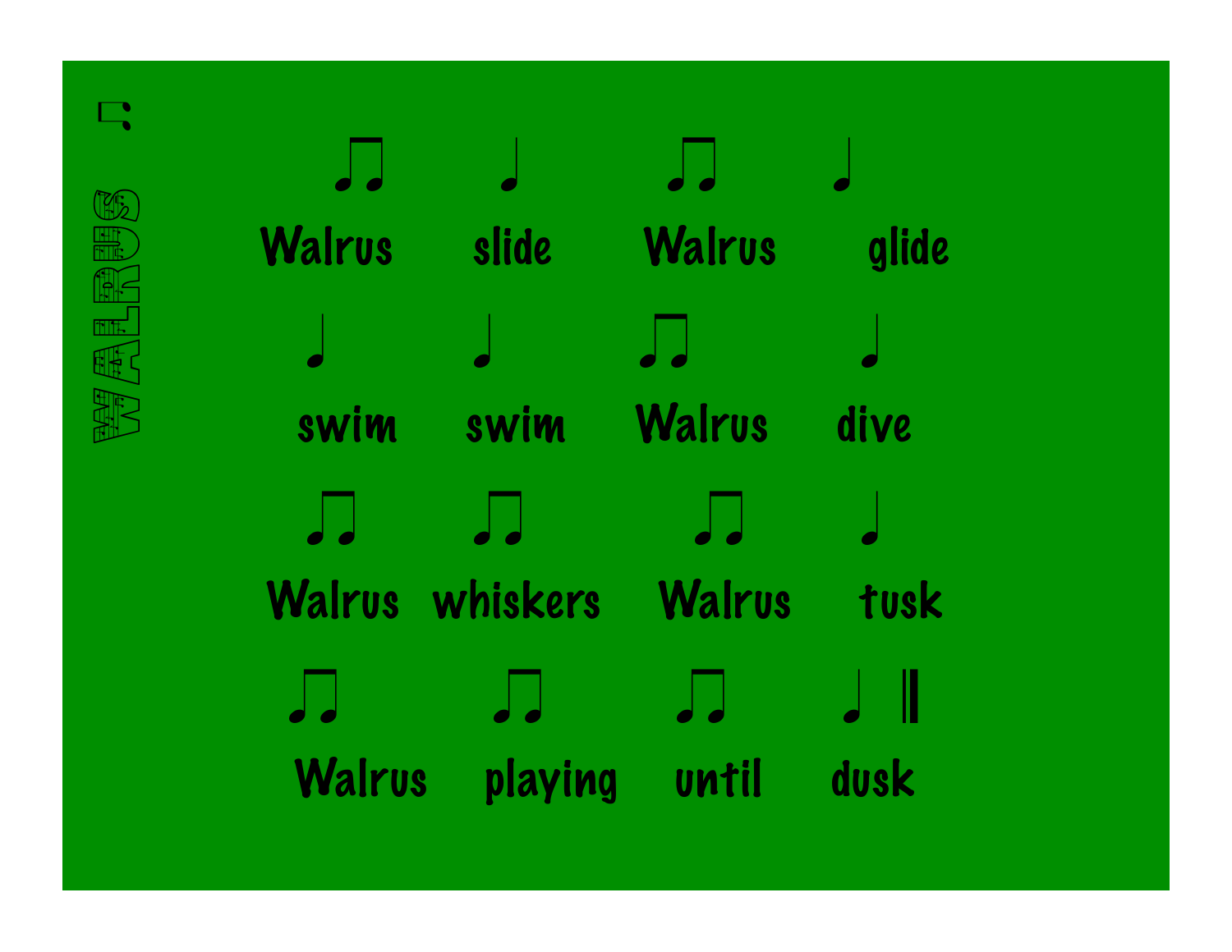# WALRUS

♫ ♩ ♫ ♩

Walrus slide Walrus glide

♩ ♩ ♫ ♩

swim swim Walrus dive

♫ ♫ ♫ ♩

Walrus whiskers Walrus tusk

♫ ♫ ♫ ♩ ‖

Walrus playing until dusk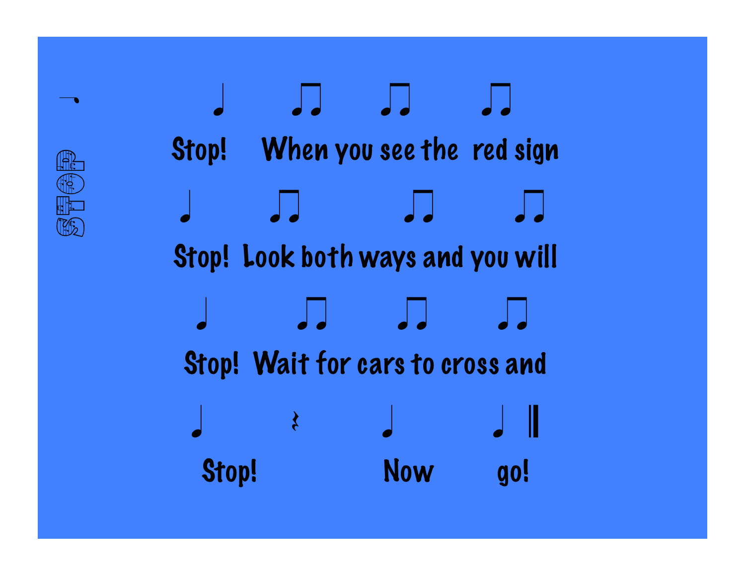STOP

Stop! When you see the red sign

Stop! Look both ways and you will

Stop! Wait for cars to cross and

Stop! Now go!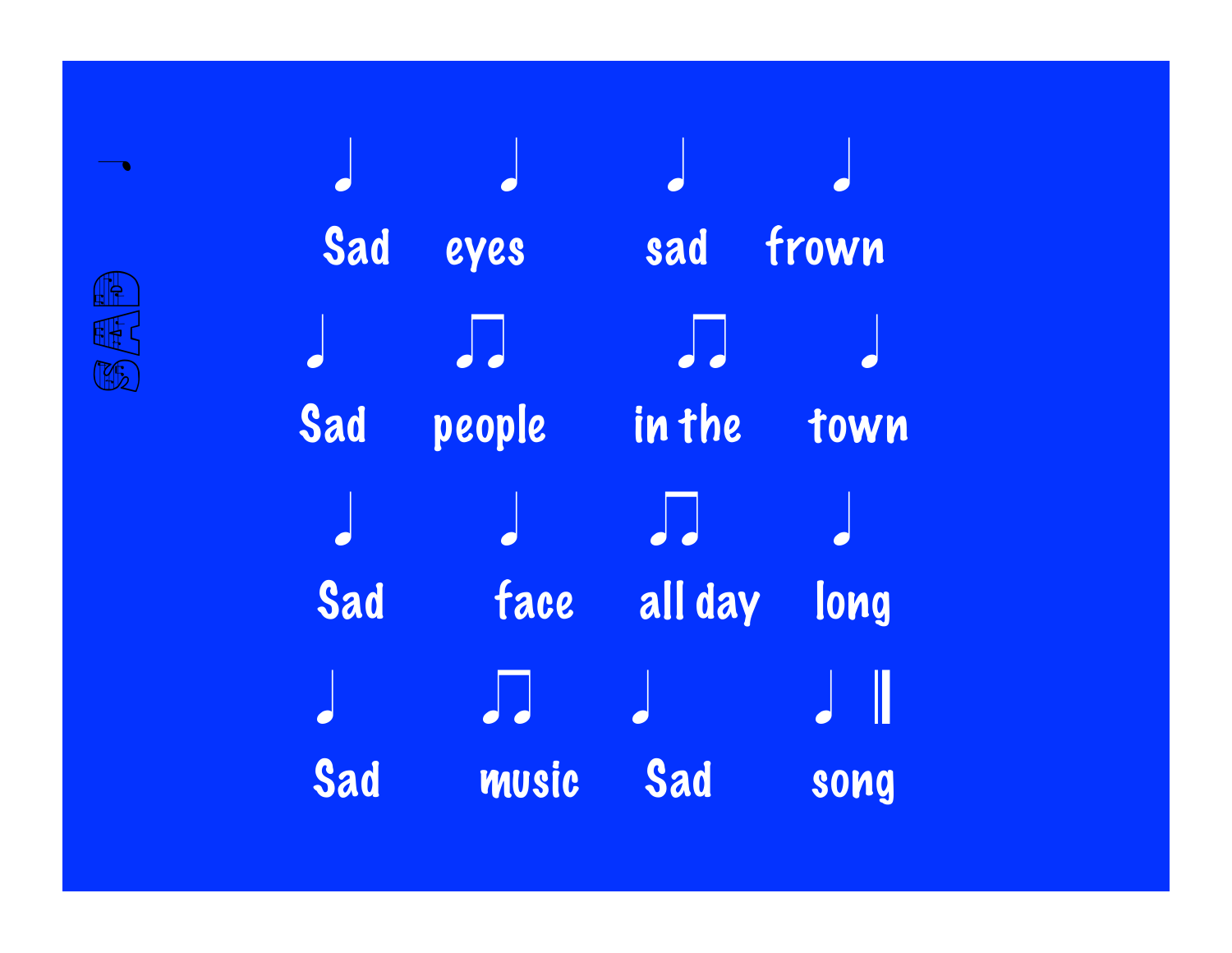SAD

♩ ♩ ♩ ♩

Sad eyes sad frown

♩ ♫ ♫ ♩

Sad people in the town

♩ ♩ ♫ ♩

Sad face all day long

♩ ♫ ♩ ♩ ‖

Sad music Sad song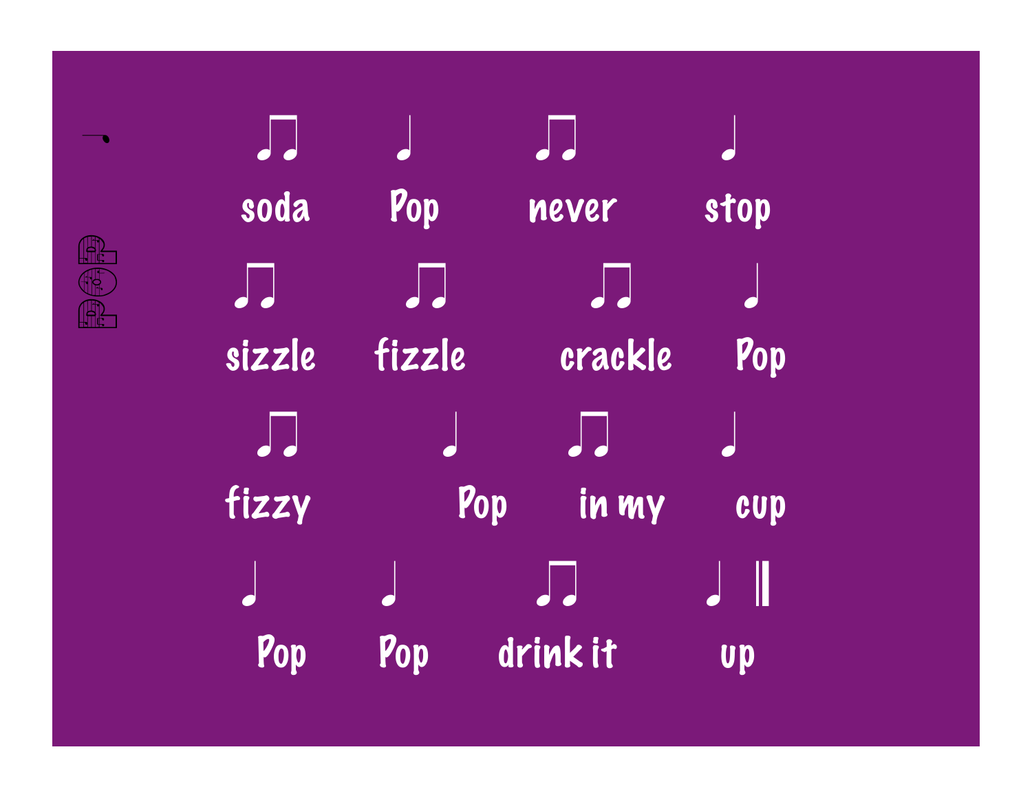♫ ♩ ♫ ♩

soda Pop never stop

♫ ♫ ♫ ♩

sizzle fizzle crackle Pop

♫ ♩ ♫ ♩

fizzy Pop in my cup

♩ ♩ ♫ ♩ ‖

Pop Pop drink it up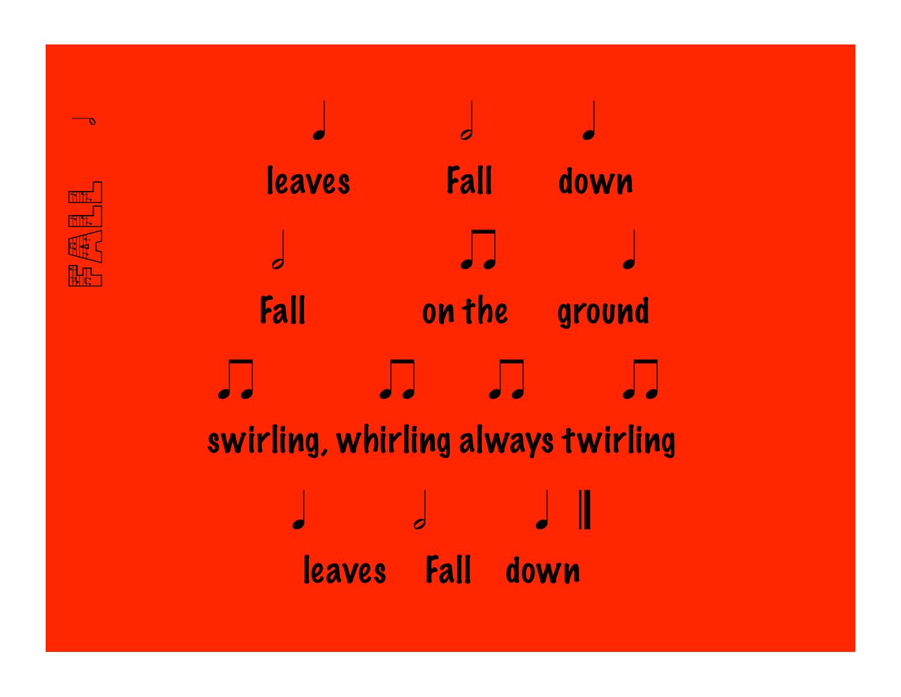FALL

leaves Fall down

Fall on the ground

swirling, whirling always twirling

leaves Fall down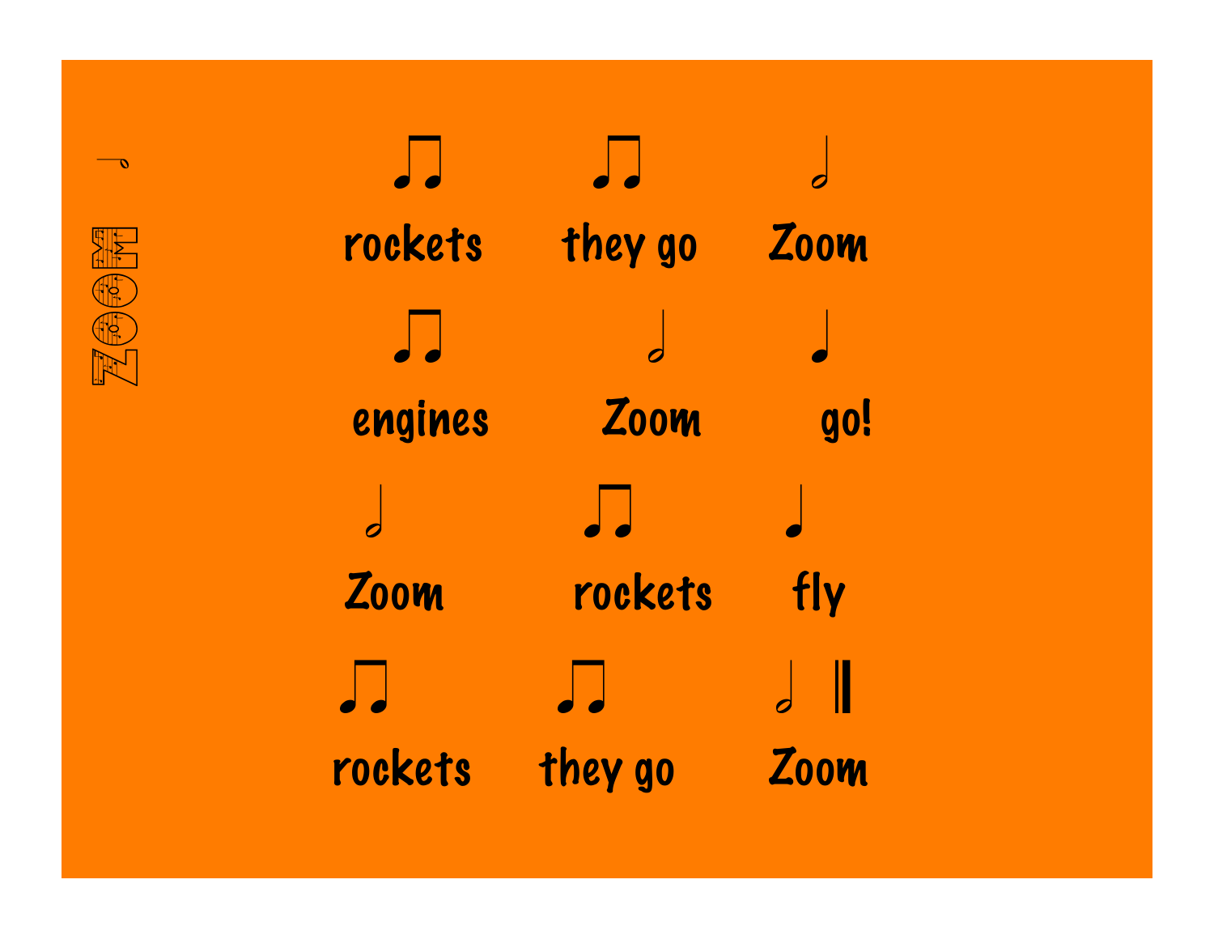ZOOM

| ♫ | ♫ | 𝅗𝅥 |
| --- | --- | --- |
| rockets | they go | Zoom |
| ♫ | 𝅗𝅥 | ♩ |
| engines | Zoom | go! |
| 𝅗𝅥 | ♫ | ♩ |
| Zoom | rockets | fly |
| ♫ | ♫ | 𝅗𝅥 ‖ |
| rockets | they go | Zoom |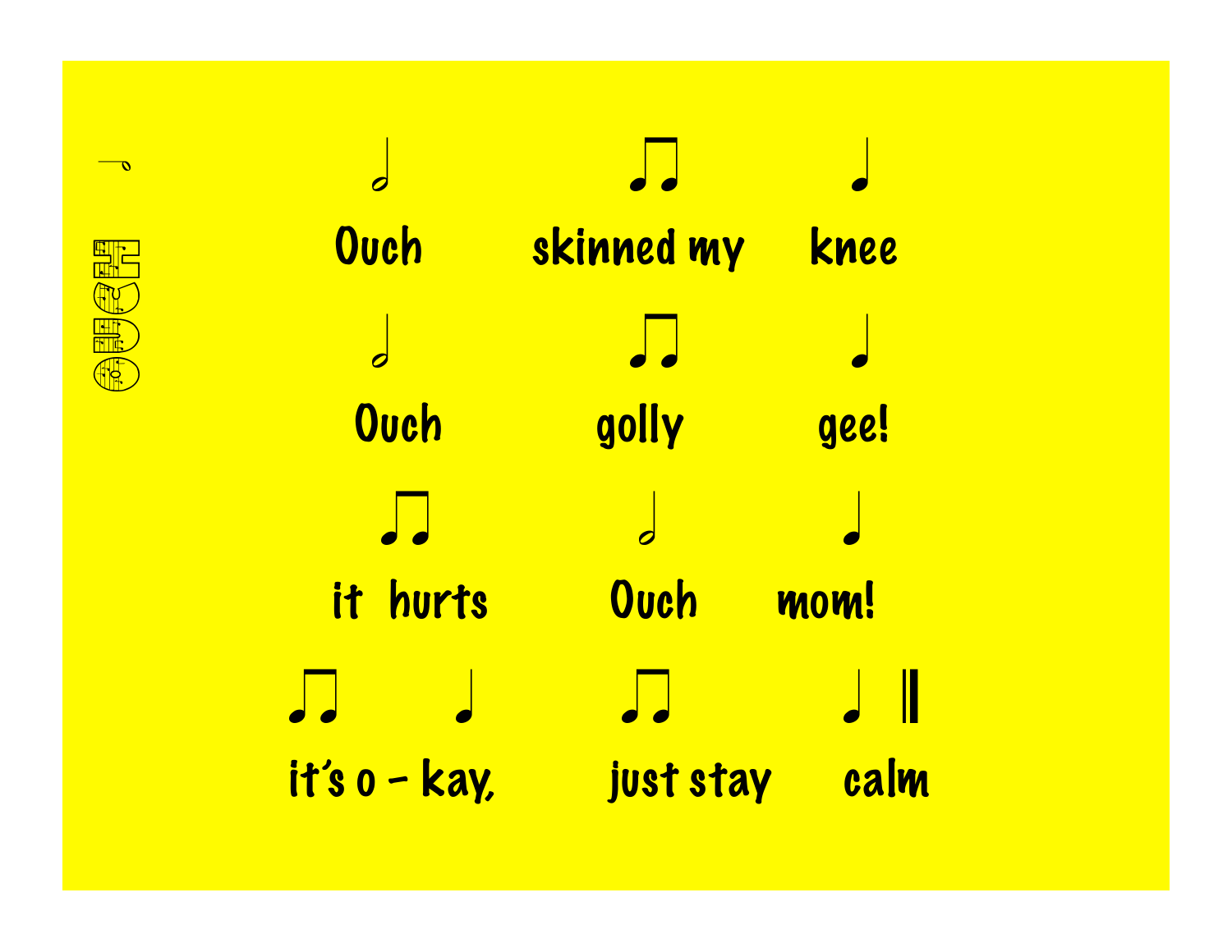# OUCH

Ouch skinned my knee

Ouch golly gee!

it hurts Ouch mom!

it's o - kay, just stay calm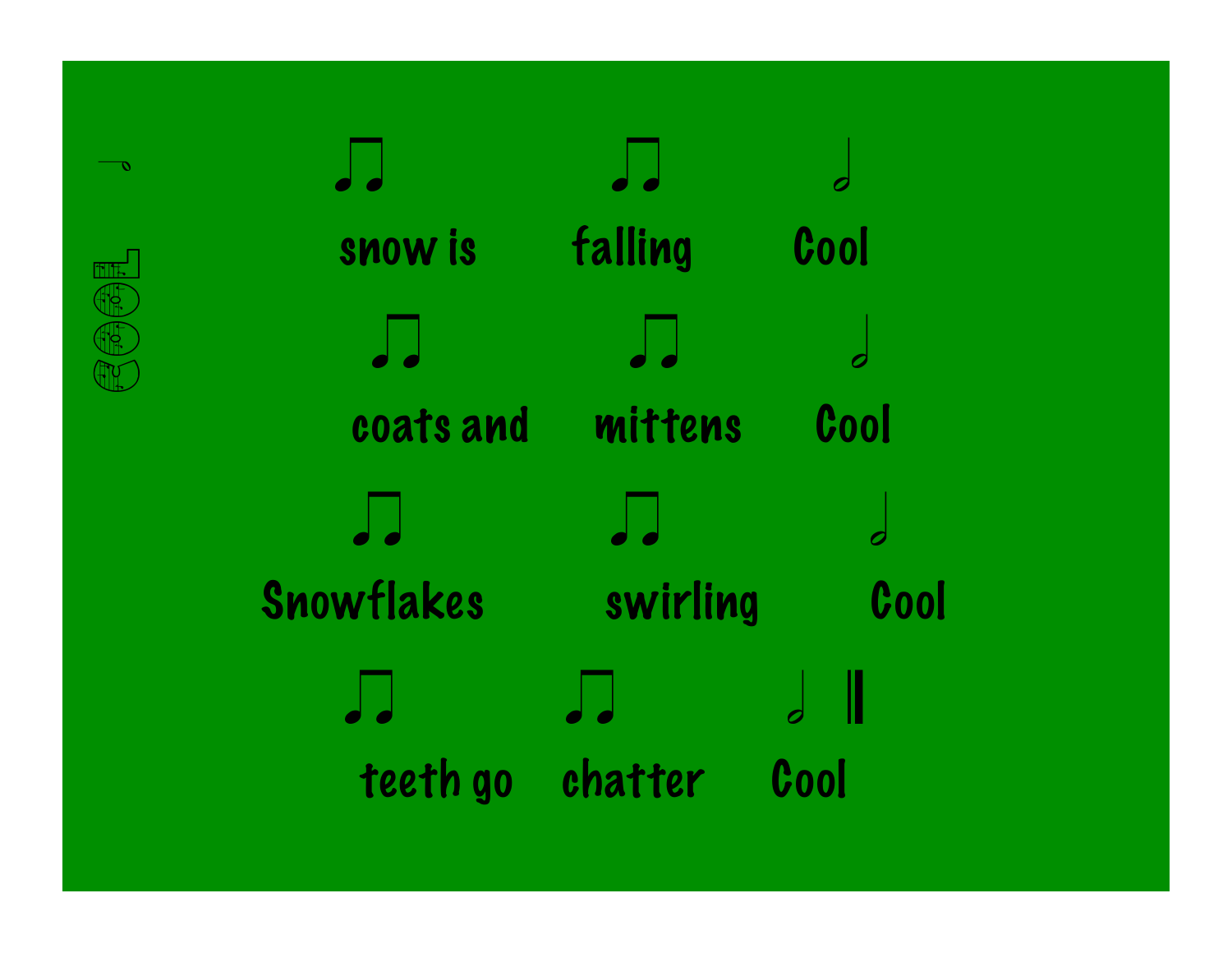COOL

♫ ♫ 𝅗𝅥

snow is falling Cool

♫ ♫ 𝅗𝅥

coats and mittens Cool

♫ ♫ 𝅗𝅥

Snowflakes swirling Cool

♫ ♫ 𝅗𝅥 ‖

teeth go chatter Cool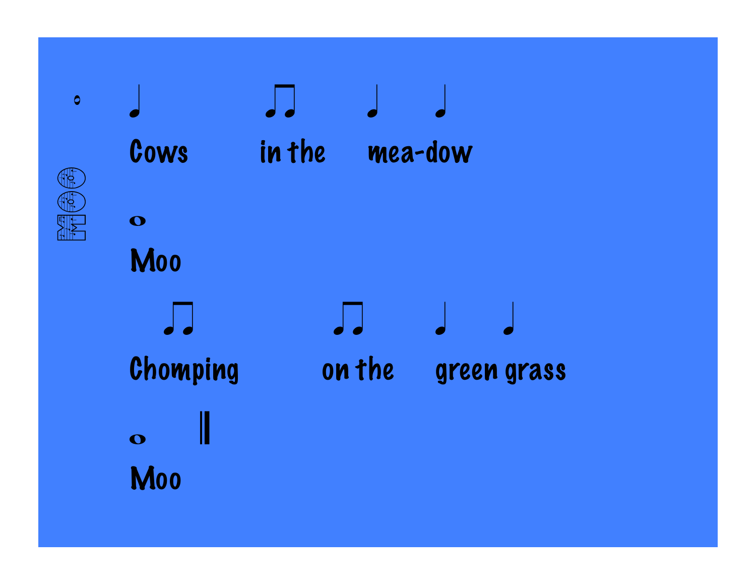Moo

Cows in the mea-dow

Moo

Chomping on the green grass

Moo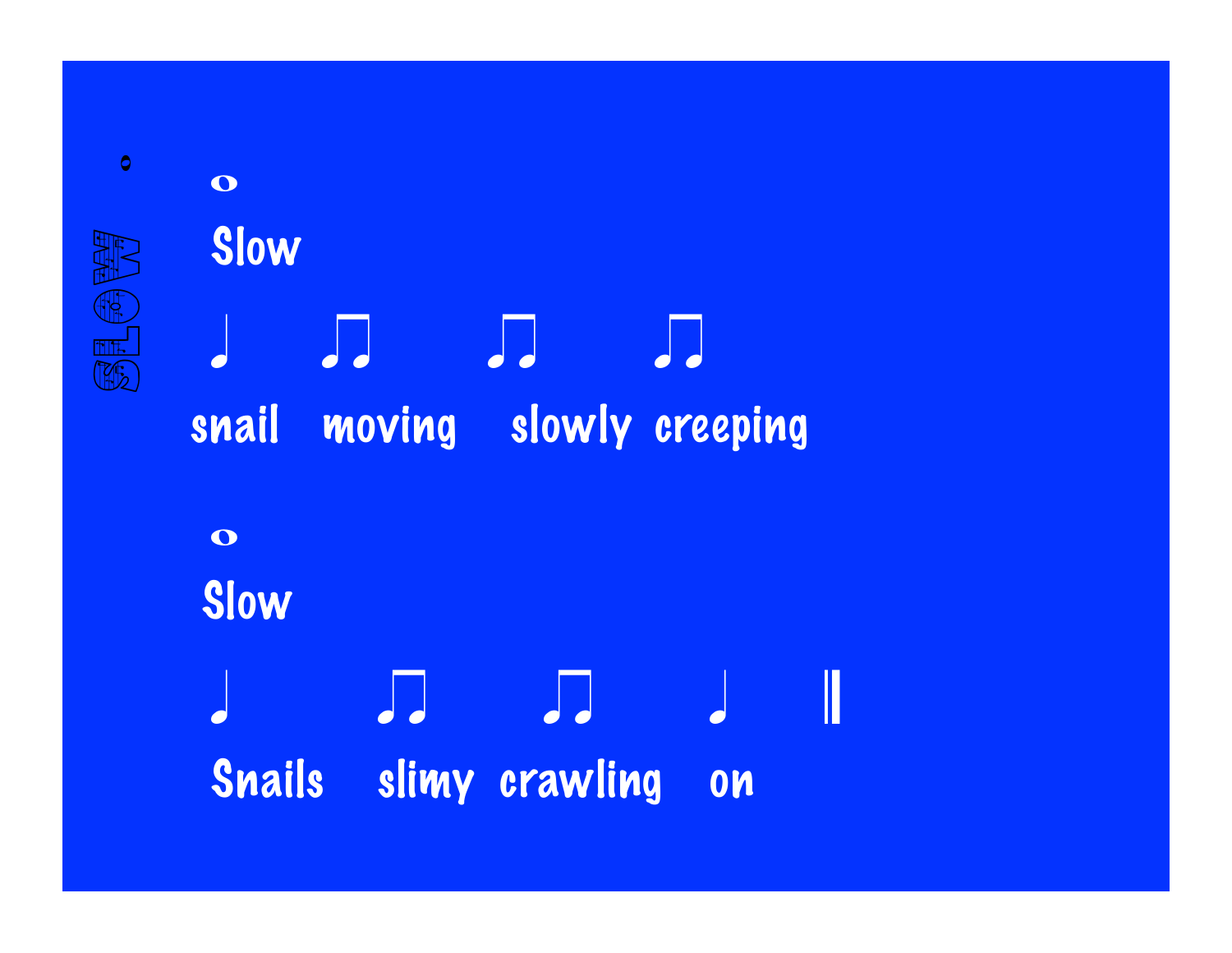SLOW

𝅝

Slow

♩ ♫ ♫ ♫

snail moving slowly creeping

𝅝

Slow

♩ ♫ ♫ ♩ ‖

Snails slimy crawling on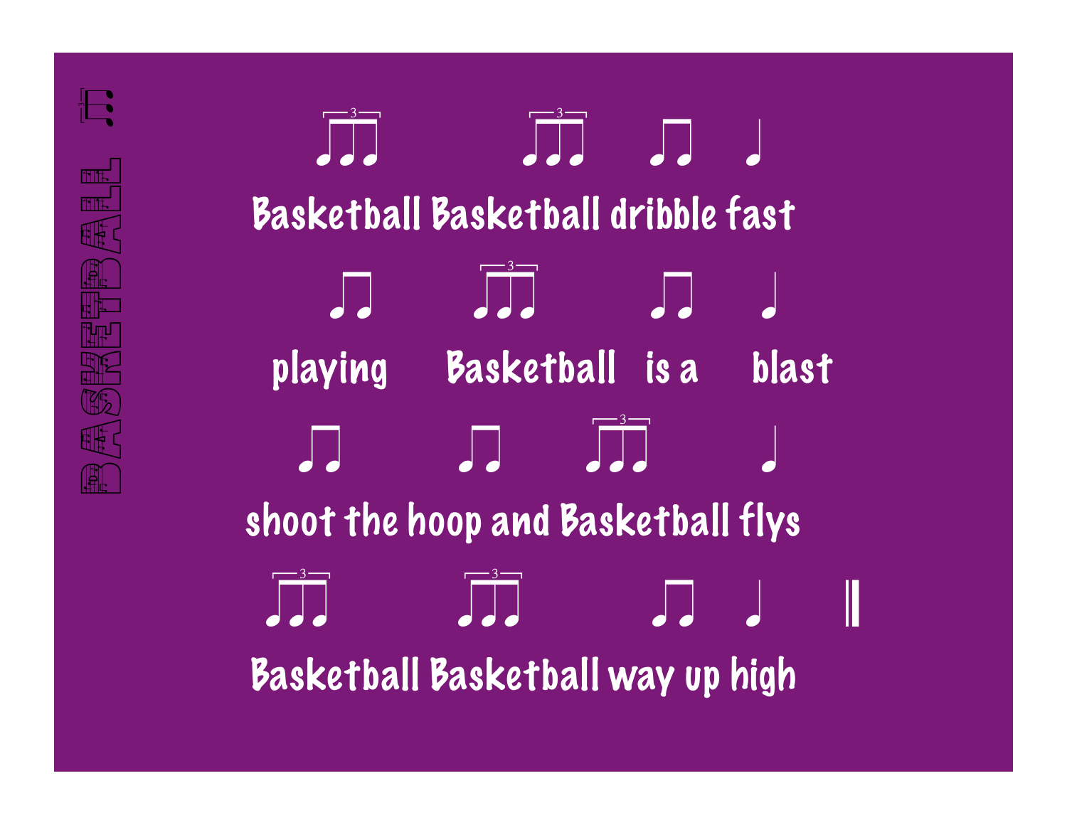# BASKETBALL

Basketball Basketball dribble fast

playing Basketball is a blast

shoot the hoop and Basketball flys

Basketball Basketball way up high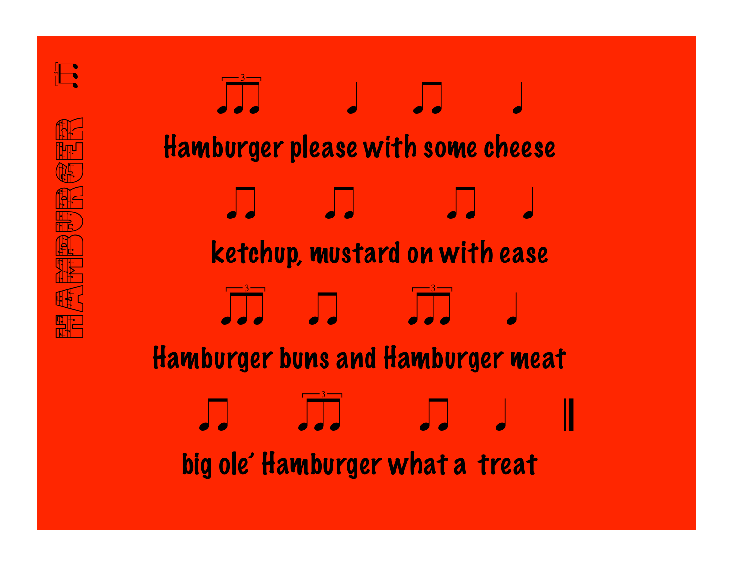# HAMBURGER

Hamburger please with some cheese

ketchup, mustard on with ease

Hamburger buns and Hamburger meat

big ole' Hamburger what a treat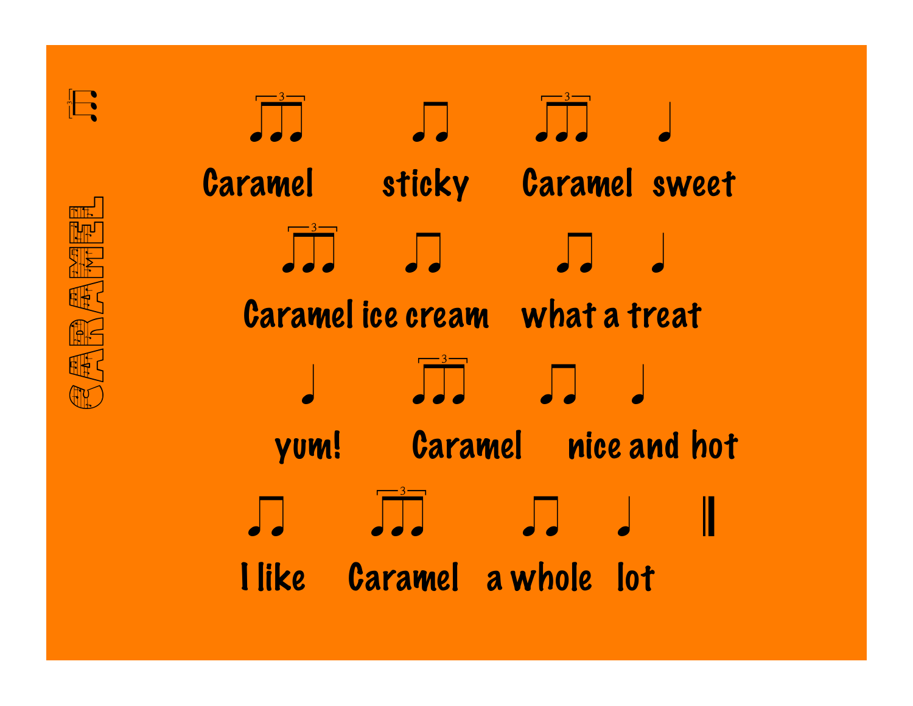# CARAMEL

Caramel sticky Caramel sweet

Caramel ice cream what a treat

yum! Caramel nice and hot

I like Caramel a whole lot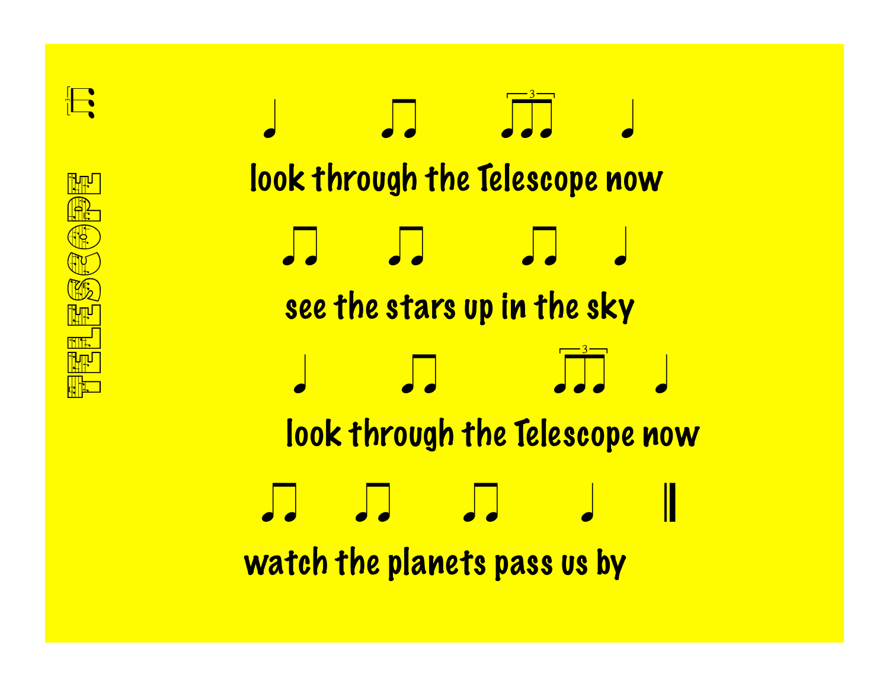# TELESCOPE

♩ ♫ ♫♪ (3) ♩

look through the Telescope now

♫ ♫ ♫ ♩

see the stars up in the sky

♩ ♫ ♫♪ (3) ♩

look through the Telescope now

♫ ♫ ♫ ♩ ‖

watch the planets pass us by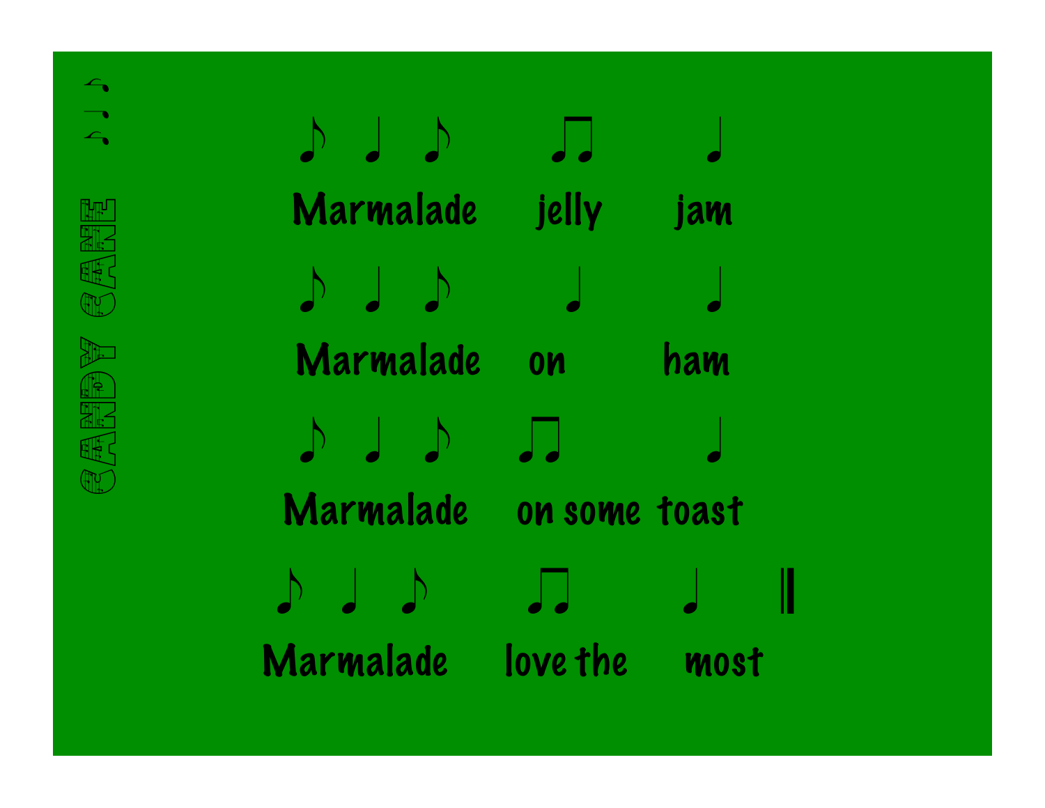CANDY CANE ♪♩♪

♪ ♩ ♪ ♫ ♩

Marmalade jelly jam

♪ ♩ ♪ ♩ ♩

Marmalade on ham

♪ ♩ ♪ ♫ ♩

Marmalade on some toast

♪ ♩ ♪ ♫ ♩ ‖

Marmalade love the most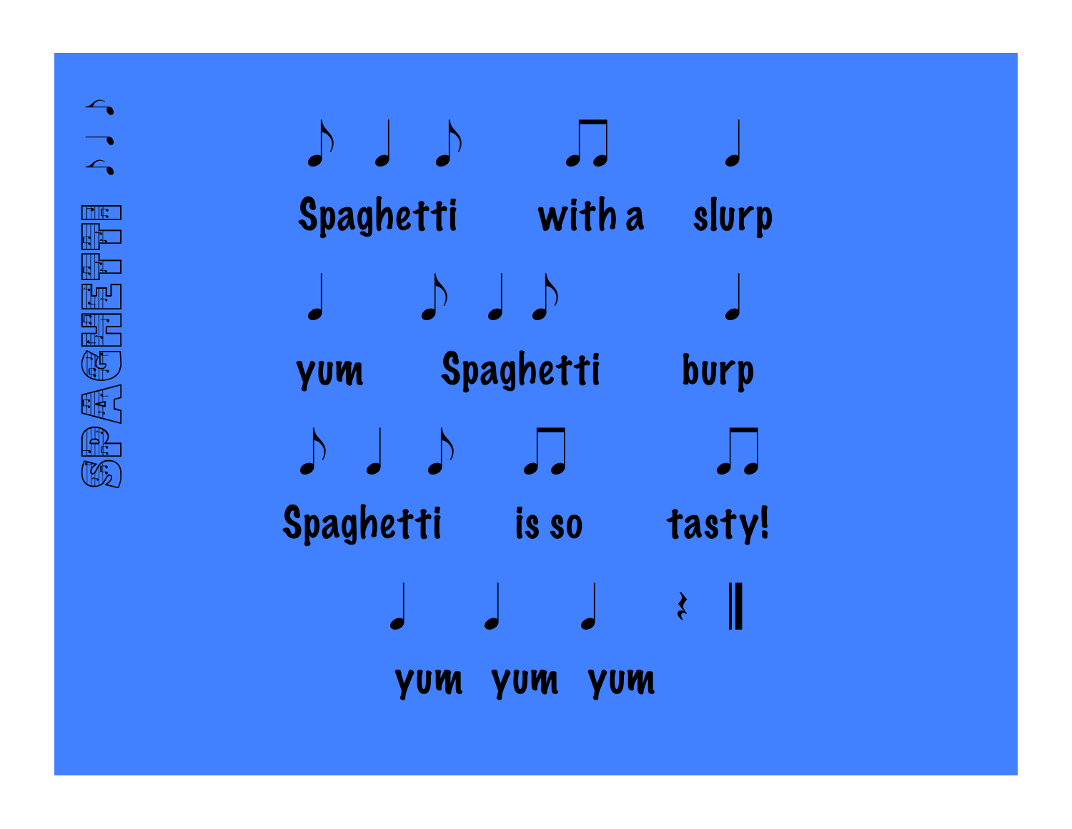# SPAGHETTI

♪ ♩ ♪ ♫ ♩

Spaghetti with a slurp

♩ ♪ ♩ ♪ ♩

yum Spaghetti burp

♪ ♩ ♪ ♫ ♫

Spaghetti is so tasty!

♩ ♩ ♩ 𝄽 ‖

yum yum yum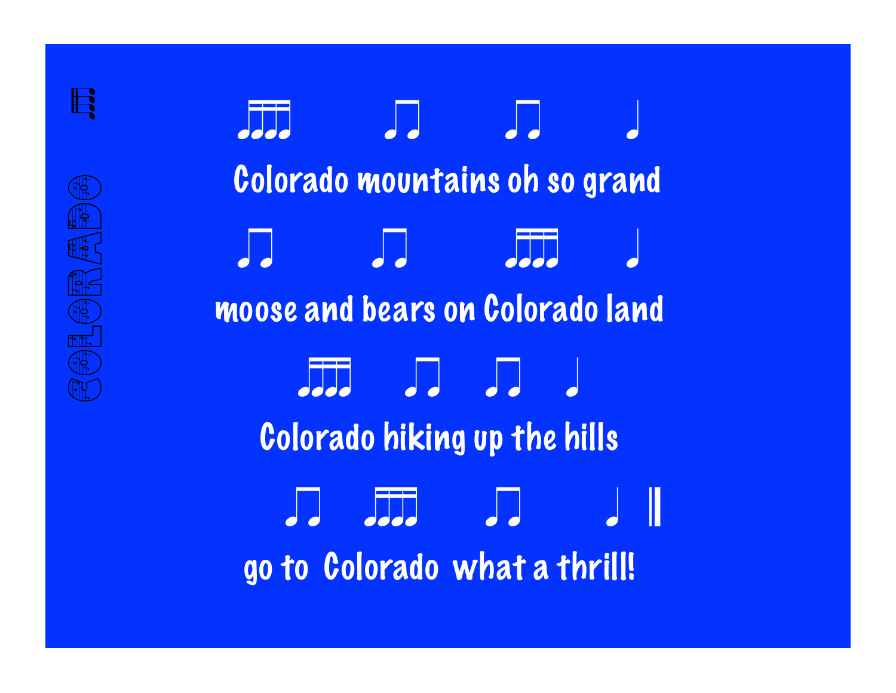COLORADO

Colorado mountains oh so grand

moose and bears on Colorado land

Colorado hiking up the hills

go to Colorado what a thrill!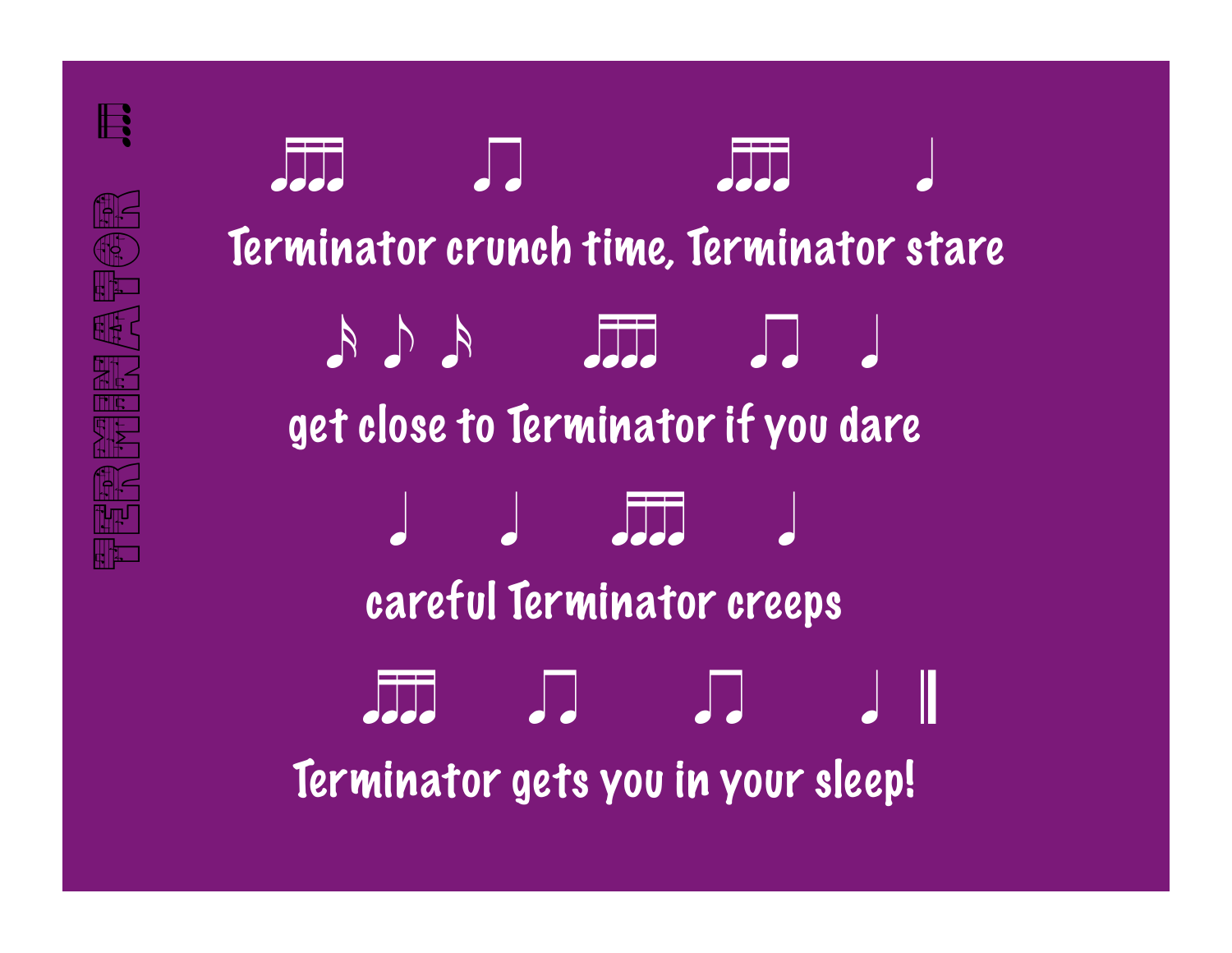# TERMINATOR

Terminator crunch time, Terminator stare

get close to Terminator if you dare

careful Terminator creeps

Terminator gets you in your sleep!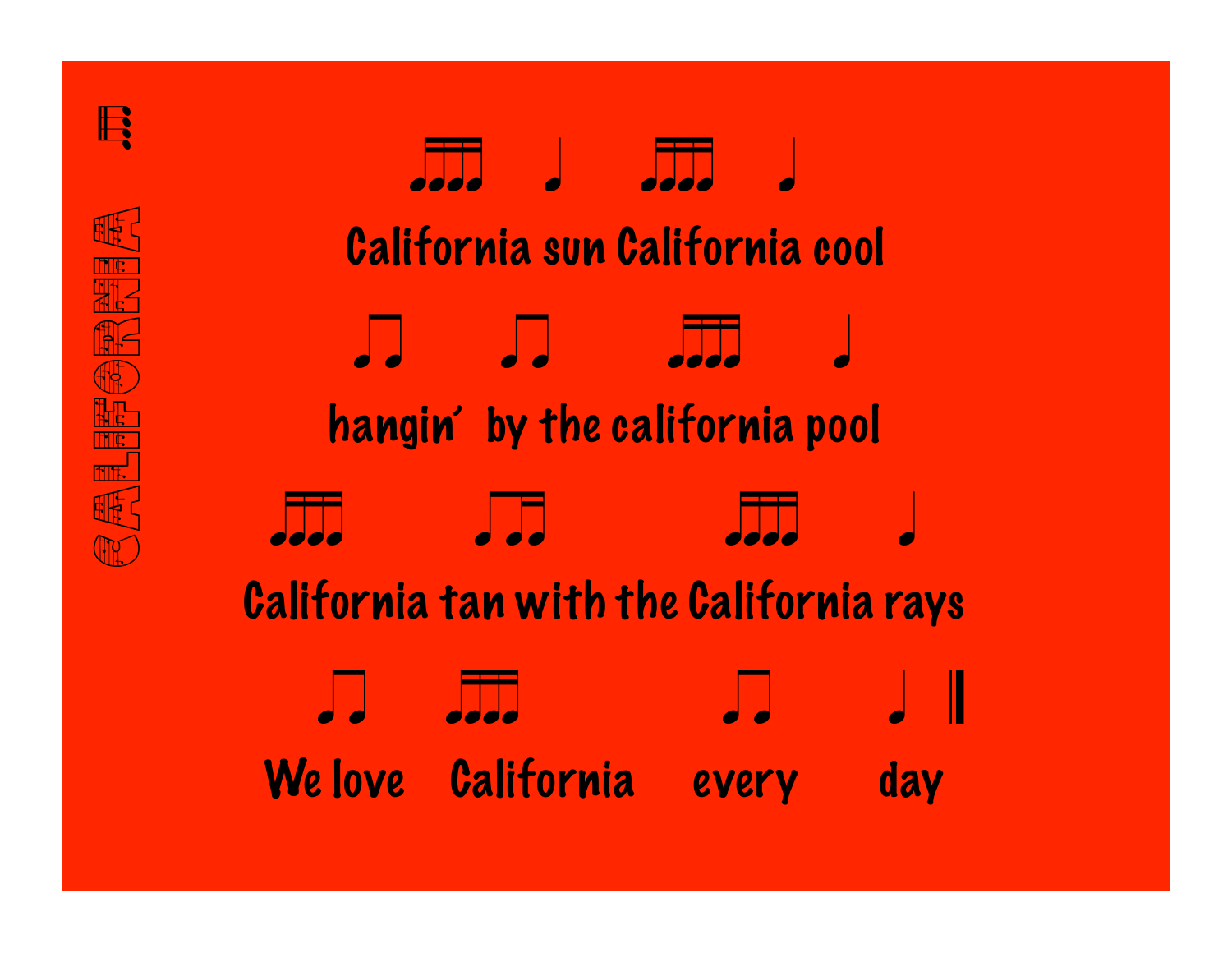CALIFORNIA

California sun California cool

hangin' by the california pool

California tan with the California rays

We love California every day